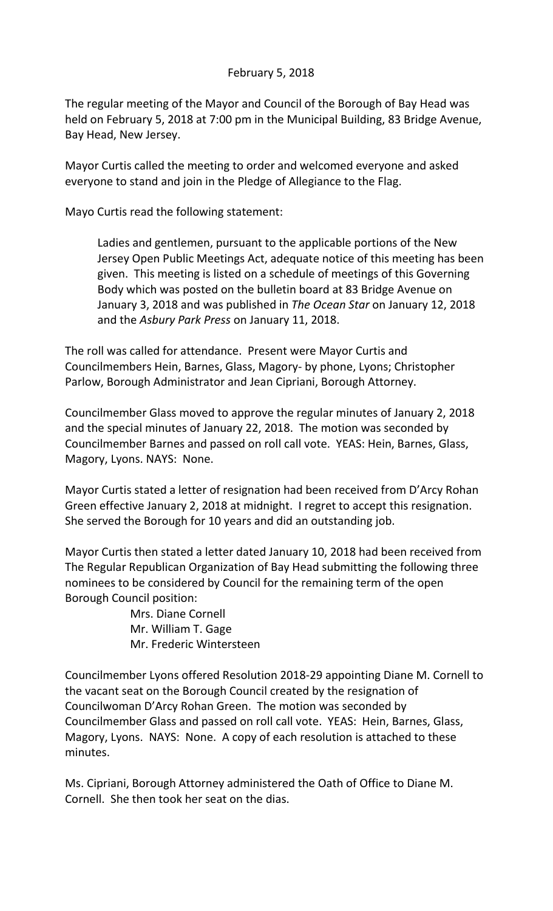February 5, 2018

The regular meeting of the Mayor and Council of the Borough of Bay Head was held on February 5, 2018 at 7:00 pm in the Municipal Building, 83 Bridge Avenue, Bay Head, New Jersey.

Mayor Curtis called the meeting to order and welcomed everyone and asked everyone to stand and join in the Pledge of Allegiance to the Flag.

Mayo Curtis read the following statement:

> Ladies and gentlemen, pursuant to the applicable portions of the New Jersey Open Public Meetings Act, adequate notice of this meeting has been given. This meeting is listed on a schedule of meetings of this Governing Body which was posted on the bulletin board at 83 Bridge Avenue on January 3, 2018 and was published in *The Ocean Star* on January 12, 2018 and the *Asbury Park Press* on January 11, 2018.

The roll was called for attendance. Present were Mayor Curtis and Councilmembers Hein, Barnes, Glass, Magory- by phone, Lyons; Christopher Parlow, Borough Administrator and Jean Cipriani, Borough Attorney.

Councilmember Glass moved to approve the regular minutes of January 2, 2018 and the special minutes of January 22, 2018. The motion was seconded by Councilmember Barnes and passed on roll call vote. YEAS: Hein, Barnes, Glass, Magory, Lyons. NAYS: None.

Mayor Curtis stated a letter of resignation had been received from D'Arcy Rohan Green effective January 2, 2018 at midnight. I regret to accept this resignation. She served the Borough for 10 years and did an outstanding job.

Mayor Curtis then stated a letter dated January 10, 2018 had been received from The Regular Republican Organization of Bay Head submitting the following three nominees to be considered by Council for the remaining term of the open Borough Council position:

Mrs. Diane Cornell
Mr. William T. Gage
Mr. Frederic Wintersteen

Councilmember Lyons offered Resolution 2018-29 appointing Diane M. Cornell to the vacant seat on the Borough Council created by the resignation of Councilwoman D'Arcy Rohan Green. The motion was seconded by Councilmember Glass and passed on roll call vote. YEAS: Hein, Barnes, Glass, Magory, Lyons. NAYS: None. A copy of each resolution is attached to these minutes.

Ms. Cipriani, Borough Attorney administered the Oath of Office to Diane M. Cornell. She then took her seat on the dias.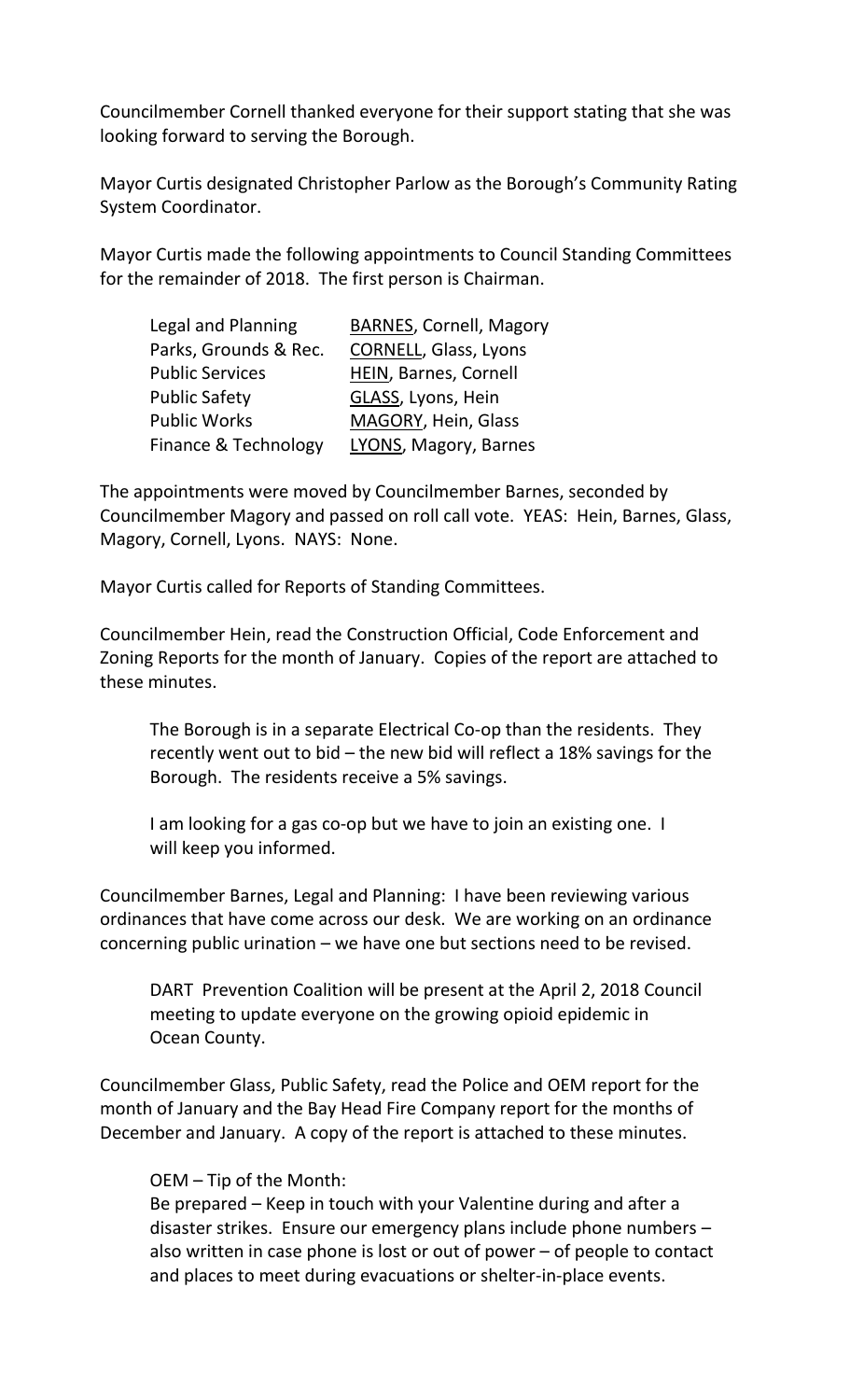Councilmember Cornell thanked everyone for their support stating that she was looking forward to serving the Borough.

Mayor Curtis designated Christopher Parlow as the Borough's Community Rating System Coordinator.

Mayor Curtis made the following appointments to Council Standing Committees for the remainder of 2018. The first person is Chairman.

| | |
|---|---|
| Legal and Planning | <u>BARNES</u>, Cornell, Magory |
| Parks, Grounds & Rec. | <u>CORNELL</u>, Glass, Lyons |
| Public Services | <u>HEIN</u>, Barnes, Cornell |
| Public Safety | <u>GLASS</u>, Lyons, Hein |
| Public Works | <u>MAGORY</u>, Hein, Glass |
| Finance & Technology | <u>LYONS</u>, Magory, Barnes |

The appointments were moved by Councilmember Barnes, seconded by Councilmember Magory and passed on roll call vote. YEAS: Hein, Barnes, Glass, Magory, Cornell, Lyons. NAYS: None.

Mayor Curtis called for Reports of Standing Committees.

Councilmember Hein, read the Construction Official, Code Enforcement and Zoning Reports for the month of January. Copies of the report are attached to these minutes.

> The Borough is in a separate Electrical Co-op than the residents. They recently went out to bid – the new bid will reflect a 18% savings for the Borough. The residents receive a 5% savings.
>
> I am looking for a gas co-op but we have to join an existing one. I will keep you informed.

Councilmember Barnes, Legal and Planning: I have been reviewing various ordinances that have come across our desk. We are working on an ordinance concerning public urination – we have one but sections need to be revised.

> DART Prevention Coalition will be present at the April 2, 2018 Council meeting to update everyone on the growing opioid epidemic in Ocean County.

Councilmember Glass, Public Safety, read the Police and OEM report for the month of January and the Bay Head Fire Company report for the months of December and January. A copy of the report is attached to these minutes.

> OEM – Tip of the Month:
> Be prepared – Keep in touch with your Valentine during and after a disaster strikes. Ensure our emergency plans include phone numbers – also written in case phone is lost or out of power – of people to contact and places to meet during evacuations or shelter-in-place events.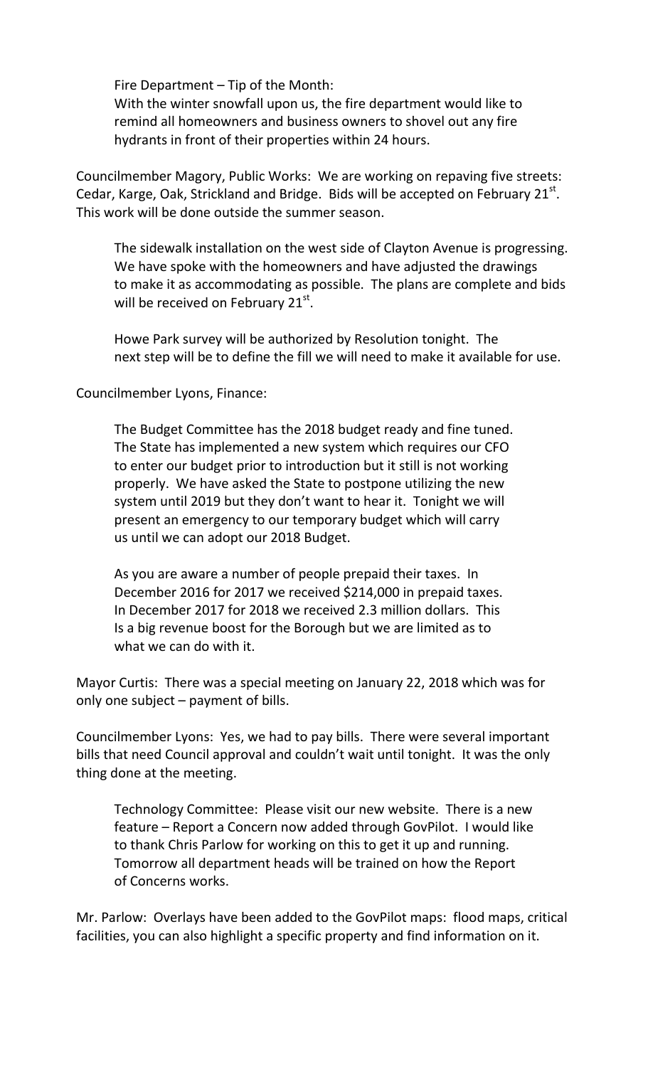Fire Department – Tip of the Month:
With the winter snowfall upon us, the fire department would like to remind all homeowners and business owners to shovel out any fire hydrants in front of their properties within 24 hours.

Councilmember Magory, Public Works: We are working on repaving five streets: Cedar, Karge, Oak, Strickland and Bridge. Bids will be accepted on February 21st. This work will be done outside the summer season.

The sidewalk installation on the west side of Clayton Avenue is progressing. We have spoke with the homeowners and have adjusted the drawings to make it as accommodating as possible. The plans are complete and bids will be received on February 21st.

Howe Park survey will be authorized by Resolution tonight. The next step will be to define the fill we will need to make it available for use.

Councilmember Lyons, Finance:

The Budget Committee has the 2018 budget ready and fine tuned. The State has implemented a new system which requires our CFO to enter our budget prior to introduction but it still is not working properly. We have asked the State to postpone utilizing the new system until 2019 but they don't want to hear it. Tonight we will present an emergency to our temporary budget which will carry us until we can adopt our 2018 Budget.

As you are aware a number of people prepaid their taxes. In December 2016 for 2017 we received $214,000 in prepaid taxes. In December 2017 for 2018 we received 2.3 million dollars. This Is a big revenue boost for the Borough but we are limited as to what we can do with it.

Mayor Curtis: There was a special meeting on January 22, 2018 which was for only one subject – payment of bills.

Councilmember Lyons: Yes, we had to pay bills. There were several important bills that need Council approval and couldn't wait until tonight. It was the only thing done at the meeting.

Technology Committee: Please visit our new website. There is a new feature – Report a Concern now added through GovPilot. I would like to thank Chris Parlow for working on this to get it up and running. Tomorrow all department heads will be trained on how the Report of Concerns works.

Mr. Parlow: Overlays have been added to the GovPilot maps: flood maps, critical facilities, you can also highlight a specific property and find information on it.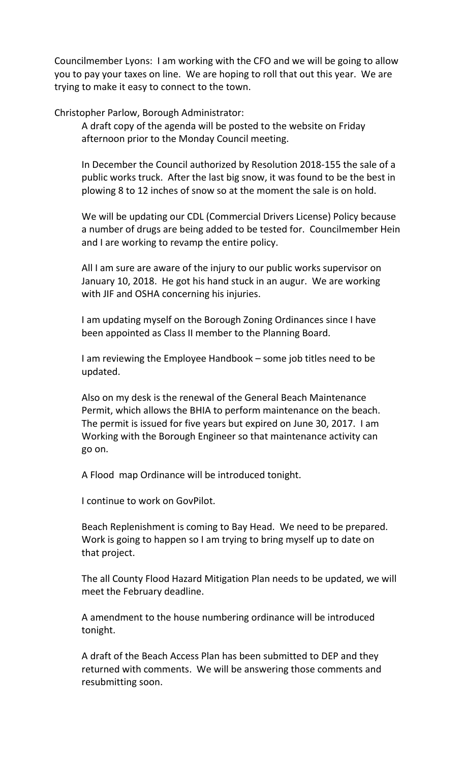Councilmember Lyons: I am working with the CFO and we will be going to allow you to pay your taxes on line. We are hoping to roll that out this year. We are trying to make it easy to connect to the town.

Christopher Parlow, Borough Administrator:

A draft copy of the agenda will be posted to the website on Friday afternoon prior to the Monday Council meeting.

In December the Council authorized by Resolution 2018-155 the sale of a public works truck. After the last big snow, it was found to be the best in plowing 8 to 12 inches of snow so at the moment the sale is on hold.

We will be updating our CDL (Commercial Drivers License) Policy because a number of drugs are being added to be tested for. Councilmember Hein and I are working to revamp the entire policy.

All I am sure are aware of the injury to our public works supervisor on January 10, 2018. He got his hand stuck in an augur. We are working with JIF and OSHA concerning his injuries.

I am updating myself on the Borough Zoning Ordinances since I have been appointed as Class II member to the Planning Board.

I am reviewing the Employee Handbook – some job titles need to be updated.

Also on my desk is the renewal of the General Beach Maintenance Permit, which allows the BHIA to perform maintenance on the beach. The permit is issued for five years but expired on June 30, 2017. I am Working with the Borough Engineer so that maintenance activity can go on.

A Flood map Ordinance will be introduced tonight.

I continue to work on GovPilot.

Beach Replenishment is coming to Bay Head. We need to be prepared. Work is going to happen so I am trying to bring myself up to date on that project.

The all County Flood Hazard Mitigation Plan needs to be updated, we will meet the February deadline.

A amendment to the house numbering ordinance will be introduced tonight.

A draft of the Beach Access Plan has been submitted to DEP and they returned with comments. We will be answering those comments and resubmitting soon.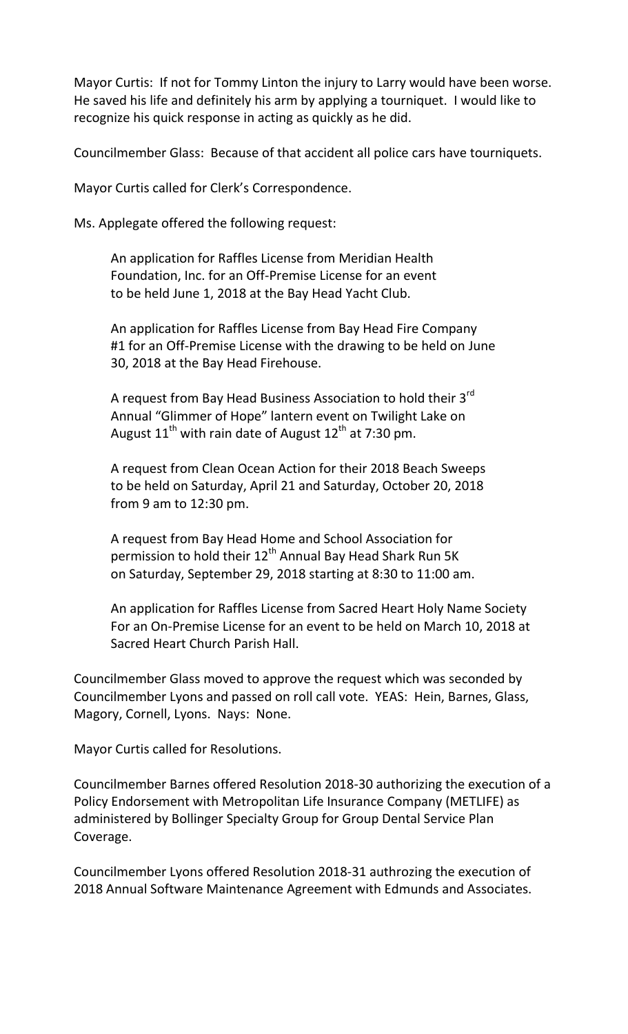Mayor Curtis: If not for Tommy Linton the injury to Larry would have been worse. He saved his life and definitely his arm by applying a tourniquet. I would like to recognize his quick response in acting as quickly as he did.

Councilmember Glass: Because of that accident all police cars have tourniquets.

Mayor Curtis called for Clerk's Correspondence.

Ms. Applegate offered the following request:

> An application for Raffles License from Meridian Health Foundation, Inc. for an Off-Premise License for an event to be held June 1, 2018 at the Bay Head Yacht Club.
>
> An application for Raffles License from Bay Head Fire Company #1 for an Off-Premise License with the drawing to be held on June 30, 2018 at the Bay Head Firehouse.
>
> A request from Bay Head Business Association to hold their 3rd Annual "Glimmer of Hope" lantern event on Twilight Lake on August 11th with rain date of August 12th at 7:30 pm.
>
> A request from Clean Ocean Action for their 2018 Beach Sweeps to be held on Saturday, April 21 and Saturday, October 20, 2018 from 9 am to 12:30 pm.
>
> A request from Bay Head Home and School Association for permission to hold their 12th Annual Bay Head Shark Run 5K on Saturday, September 29, 2018 starting at 8:30 to 11:00 am.
>
> An application for Raffles License from Sacred Heart Holy Name Society For an On-Premise License for an event to be held on March 10, 2018 at Sacred Heart Church Parish Hall.

Councilmember Glass moved to approve the request which was seconded by Councilmember Lyons and passed on roll call vote. YEAS: Hein, Barnes, Glass, Magory, Cornell, Lyons. Nays: None.

Mayor Curtis called for Resolutions.

Councilmember Barnes offered Resolution 2018-30 authorizing the execution of a Policy Endorsement with Metropolitan Life Insurance Company (METLIFE) as administered by Bollinger Specialty Group for Group Dental Service Plan Coverage.

Councilmember Lyons offered Resolution 2018-31 authrozing the execution of 2018 Annual Software Maintenance Agreement with Edmunds and Associates.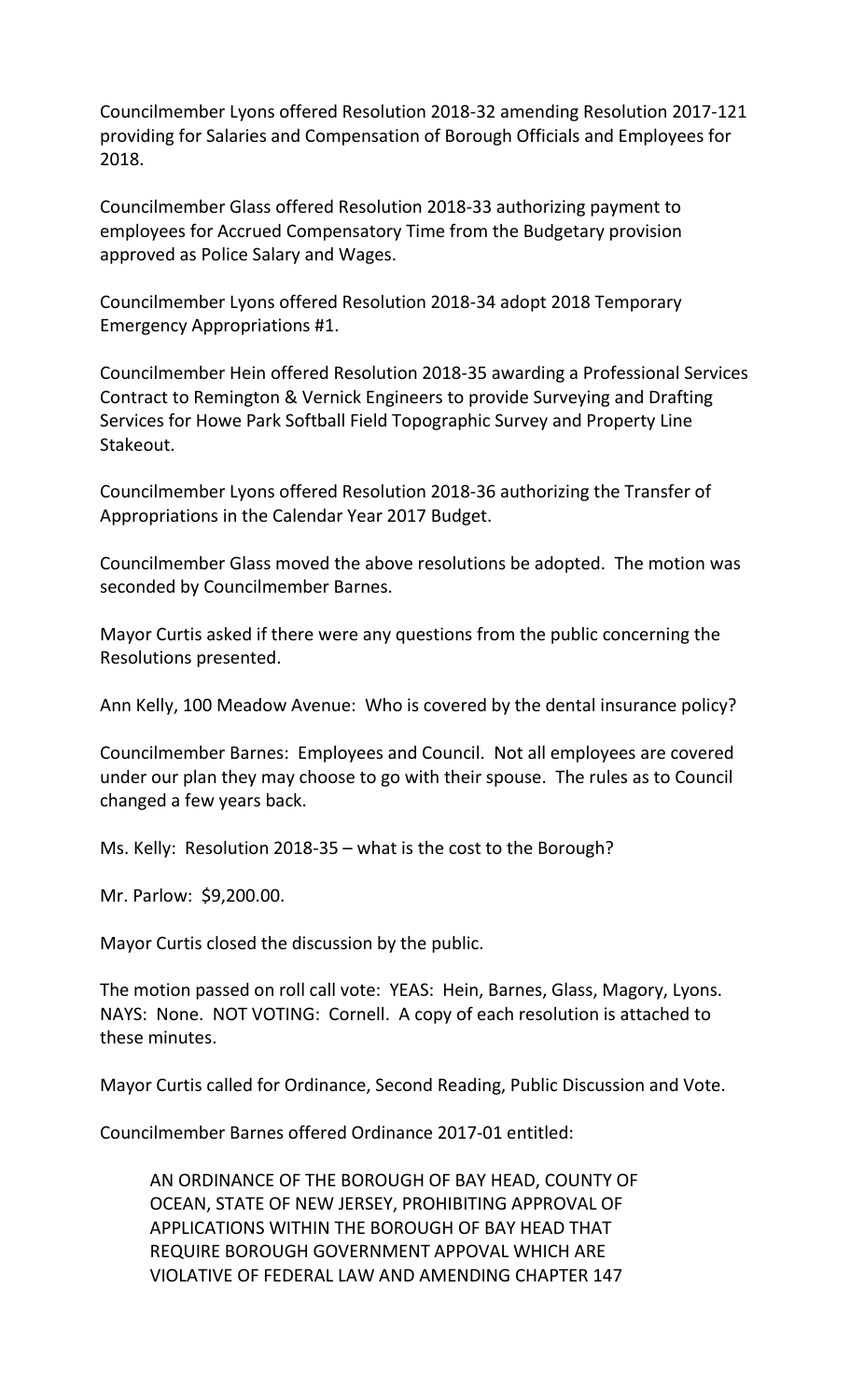Councilmember Lyons offered Resolution 2018-32 amending Resolution 2017-121 providing for Salaries and Compensation of Borough Officials and Employees for 2018.

Councilmember Glass offered Resolution 2018-33 authorizing payment to employees for Accrued Compensatory Time from the Budgetary provision approved as Police Salary and Wages.

Councilmember Lyons offered Resolution 2018-34 adopt 2018 Temporary Emergency Appropriations #1.

Councilmember Hein offered Resolution 2018-35 awarding a Professional Services Contract to Remington & Vernick Engineers to provide Surveying and Drafting Services for Howe Park Softball Field Topographic Survey and Property Line Stakeout.

Councilmember Lyons offered Resolution 2018-36 authorizing the Transfer of Appropriations in the Calendar Year 2017 Budget.

Councilmember Glass moved the above resolutions be adopted. The motion was seconded by Councilmember Barnes.

Mayor Curtis asked if there were any questions from the public concerning the Resolutions presented.

Ann Kelly, 100 Meadow Avenue: Who is covered by the dental insurance policy?

Councilmember Barnes: Employees and Council. Not all employees are covered under our plan they may choose to go with their spouse. The rules as to Council changed a few years back.

Ms. Kelly: Resolution 2018-35 – what is the cost to the Borough?

Mr. Parlow: $9,200.00.

Mayor Curtis closed the discussion by the public.

The motion passed on roll call vote: YEAS: Hein, Barnes, Glass, Magory, Lyons. NAYS: None. NOT VOTING: Cornell. A copy of each resolution is attached to these minutes.

Mayor Curtis called for Ordinance, Second Reading, Public Discussion and Vote.

Councilmember Barnes offered Ordinance 2017-01 entitled:

> AN ORDINANCE OF THE BOROUGH OF BAY HEAD, COUNTY OF OCEAN, STATE OF NEW JERSEY, PROHIBITING APPROVAL OF APPLICATIONS WITHIN THE BOROUGH OF BAY HEAD THAT REQUIRE BOROUGH GOVERNMENT APPOVAL WHICH ARE VIOLATIVE OF FEDERAL LAW AND AMENDING CHAPTER 147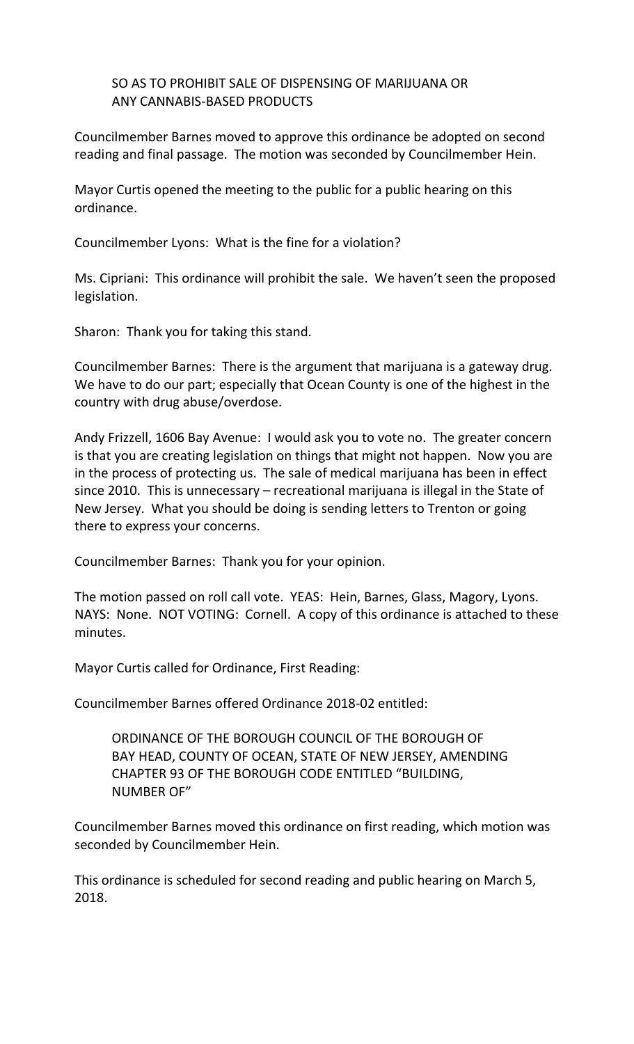SO AS TO PROHIBIT SALE OF DISPENSING OF MARIJUANA OR ANY CANNABIS-BASED PRODUCTS

Councilmember Barnes moved to approve this ordinance be adopted on second reading and final passage. The motion was seconded by Councilmember Hein.

Mayor Curtis opened the meeting to the public for a public hearing on this ordinance.

Councilmember Lyons: What is the fine for a violation?

Ms. Cipriani: This ordinance will prohibit the sale. We haven't seen the proposed legislation.

Sharon: Thank you for taking this stand.

Councilmember Barnes: There is the argument that marijuana is a gateway drug. We have to do our part; especially that Ocean County is one of the highest in the country with drug abuse/overdose.

Andy Frizzell, 1606 Bay Avenue: I would ask you to vote no. The greater concern is that you are creating legislation on things that might not happen. Now you are in the process of protecting us. The sale of medical marijuana has been in effect since 2010. This is unnecessary – recreational marijuana is illegal in the State of New Jersey. What you should be doing is sending letters to Trenton or going there to express your concerns.

Councilmember Barnes: Thank you for your opinion.

The motion passed on roll call vote. YEAS: Hein, Barnes, Glass, Magory, Lyons. NAYS: None. NOT VOTING: Cornell. A copy of this ordinance is attached to these minutes.

Mayor Curtis called for Ordinance, First Reading:

Councilmember Barnes offered Ordinance 2018-02 entitled:

ORDINANCE OF THE BOROUGH COUNCIL OF THE BOROUGH OF BAY HEAD, COUNTY OF OCEAN, STATE OF NEW JERSEY, AMENDING CHAPTER 93 OF THE BOROUGH CODE ENTITLED "BUILDING, NUMBER OF"

Councilmember Barnes moved this ordinance on first reading, which motion was seconded by Councilmember Hein.

This ordinance is scheduled for second reading and public hearing on March 5, 2018.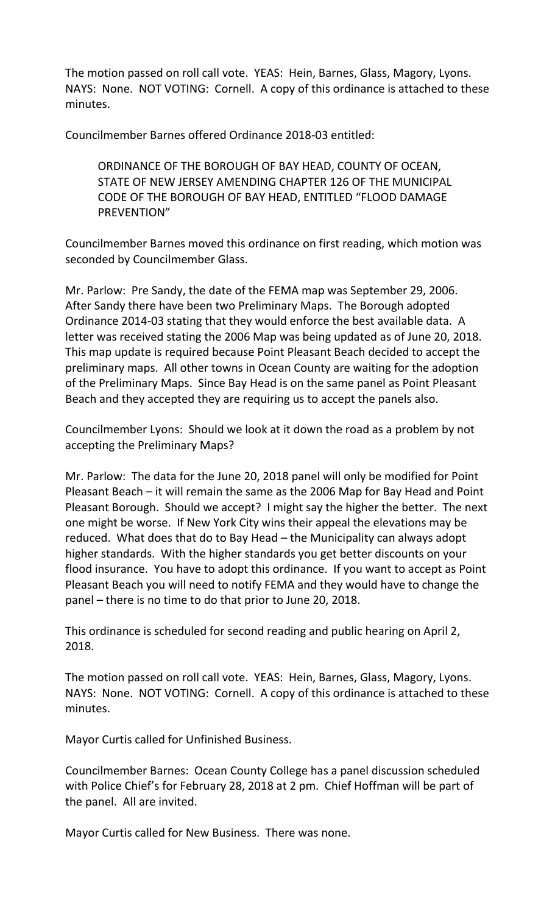The motion passed on roll call vote. YEAS: Hein, Barnes, Glass, Magory, Lyons. NAYS: None. NOT VOTING: Cornell. A copy of this ordinance is attached to these minutes.

Councilmember Barnes offered Ordinance 2018-03 entitled:

> ORDINANCE OF THE BOROUGH OF BAY HEAD, COUNTY OF OCEAN, STATE OF NEW JERSEY AMENDING CHAPTER 126 OF THE MUNICIPAL CODE OF THE BOROUGH OF BAY HEAD, ENTITLED "FLOOD DAMAGE PREVENTION"

Councilmember Barnes moved this ordinance on first reading, which motion was seconded by Councilmember Glass.

Mr. Parlow: Pre Sandy, the date of the FEMA map was September 29, 2006. After Sandy there have been two Preliminary Maps. The Borough adopted Ordinance 2014-03 stating that they would enforce the best available data. A letter was received stating the 2006 Map was being updated as of June 20, 2018. This map update is required because Point Pleasant Beach decided to accept the preliminary maps. All other towns in Ocean County are waiting for the adoption of the Preliminary Maps. Since Bay Head is on the same panel as Point Pleasant Beach and they accepted they are requiring us to accept the panels also.

Councilmember Lyons: Should we look at it down the road as a problem by not accepting the Preliminary Maps?

Mr. Parlow: The data for the June 20, 2018 panel will only be modified for Point Pleasant Beach – it will remain the same as the 2006 Map for Bay Head and Point Pleasant Borough. Should we accept? I might say the higher the better. The next one might be worse. If New York City wins their appeal the elevations may be reduced. What does that do to Bay Head – the Municipality can always adopt higher standards. With the higher standards you get better discounts on your flood insurance. You have to adopt this ordinance. If you want to accept as Point Pleasant Beach you will need to notify FEMA and they would have to change the panel – there is no time to do that prior to June 20, 2018.

This ordinance is scheduled for second reading and public hearing on April 2, 2018.

The motion passed on roll call vote. YEAS: Hein, Barnes, Glass, Magory, Lyons. NAYS: None. NOT VOTING: Cornell. A copy of this ordinance is attached to these minutes.

Mayor Curtis called for Unfinished Business.

Councilmember Barnes: Ocean County College has a panel discussion scheduled with Police Chief's for February 28, 2018 at 2 pm. Chief Hoffman will be part of the panel. All are invited.

Mayor Curtis called for New Business. There was none.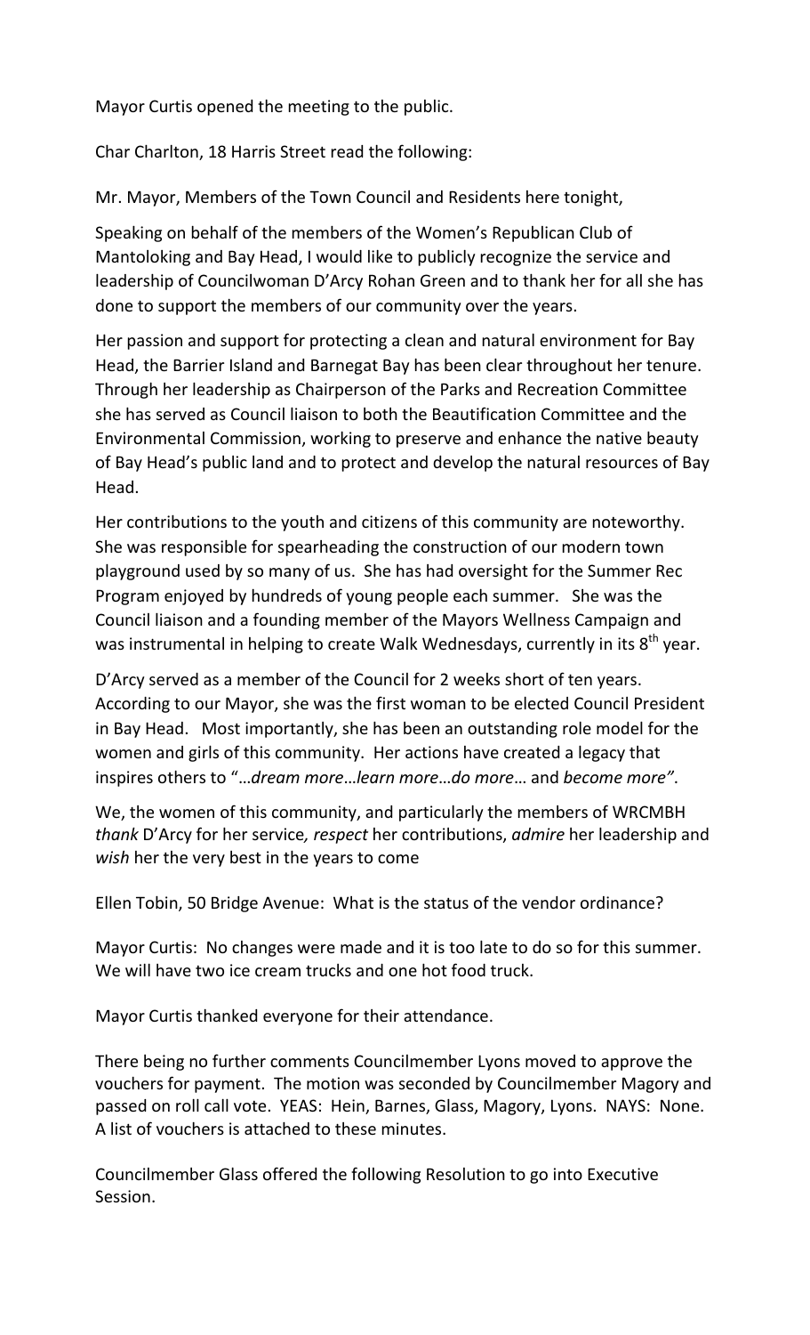Mayor Curtis opened the meeting to the public.

Char Charlton, 18 Harris Street read the following:

Mr. Mayor, Members of the Town Council and Residents here tonight,

Speaking on behalf of the members of the Women's Republican Club of Mantoloking and Bay Head, I would like to publicly recognize the service and leadership of Councilwoman D'Arcy Rohan Green and to thank her for all she has done to support the members of our community over the years.

Her passion and support for protecting a clean and natural environment for Bay Head, the Barrier Island and Barnegat Bay has been clear throughout her tenure. Through her leadership as Chairperson of the Parks and Recreation Committee she has served as Council liaison to both the Beautification Committee and the Environmental Commission, working to preserve and enhance the native beauty of Bay Head's public land and to protect and develop the natural resources of Bay Head.

Her contributions to the youth and citizens of this community are noteworthy. She was responsible for spearheading the construction of our modern town playground used by so many of us. She has had oversight for the Summer Rec Program enjoyed by hundreds of young people each summer. She was the Council liaison and a founding member of the Mayors Wellness Campaign and was instrumental in helping to create Walk Wednesdays, currently in its 8th year.

D'Arcy served as a member of the Council for 2 weeks short of ten years. According to our Mayor, she was the first woman to be elected Council President in Bay Head. Most importantly, she has been an outstanding role model for the women and girls of this community. Her actions have created a legacy that inspires others to "…*dream more*…*learn more*…*do more*… and *become more"*.

We, the women of this community, and particularly the members of WRCMBH *thank* D'Arcy for her service*, respect* her contributions, *admire* her leadership and *wish* her the very best in the years to come

Ellen Tobin, 50 Bridge Avenue: What is the status of the vendor ordinance?

Mayor Curtis: No changes were made and it is too late to do so for this summer. We will have two ice cream trucks and one hot food truck.

Mayor Curtis thanked everyone for their attendance.

There being no further comments Councilmember Lyons moved to approve the vouchers for payment. The motion was seconded by Councilmember Magory and passed on roll call vote. YEAS: Hein, Barnes, Glass, Magory, Lyons. NAYS: None. A list of vouchers is attached to these minutes.

Councilmember Glass offered the following Resolution to go into Executive Session.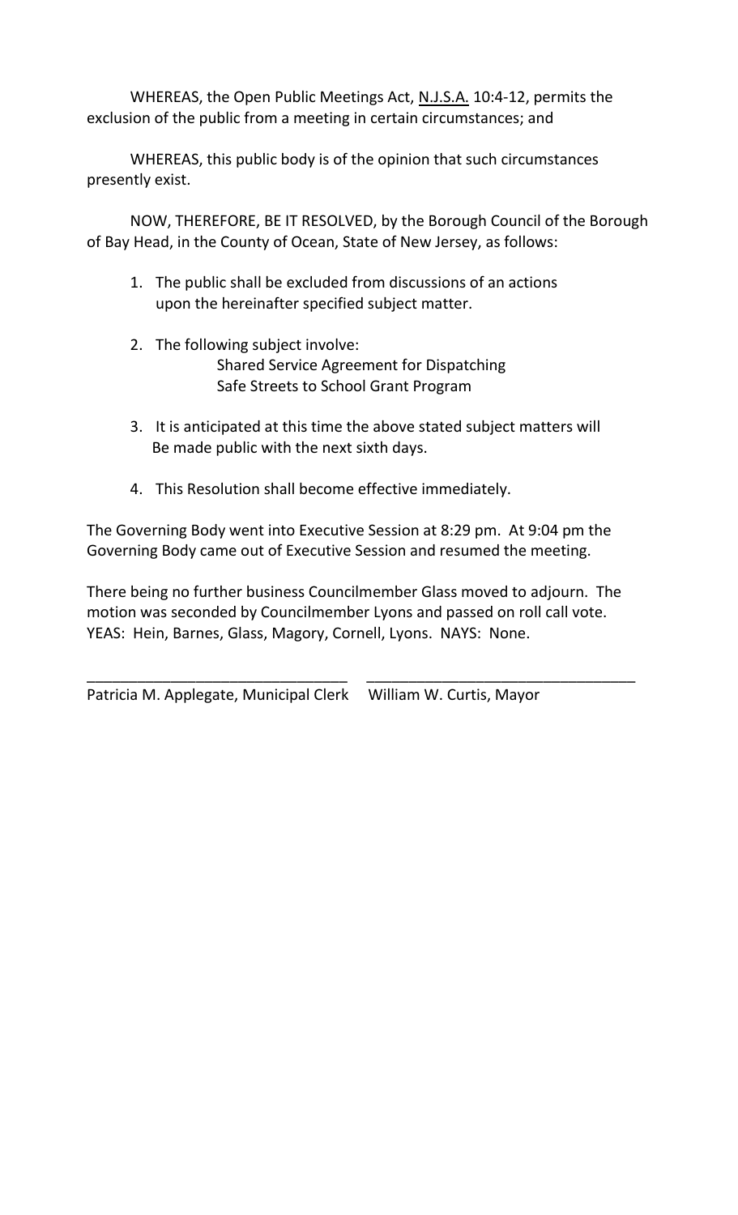WHEREAS, the Open Public Meetings Act, N.J.S.A. 10:4-12, permits the exclusion of the public from a meeting in certain circumstances; and

WHEREAS, this public body is of the opinion that such circumstances presently exist.

NOW, THEREFORE, BE IT RESOLVED, by the Borough Council of the Borough of Bay Head, in the County of Ocean, State of New Jersey, as follows:

1. The public shall be excluded from discussions of an actions upon the hereinafter specified subject matter.

2. The following subject involve:
   Shared Service Agreement for Dispatching
   Safe Streets to School Grant Program

3. It is anticipated at this time the above stated subject matters will Be made public with the next sixth days.

4. This Resolution shall become effective immediately.

The Governing Body went into Executive Session at 8:29 pm. At 9:04 pm the Governing Body came out of Executive Session and resumed the meeting.

There being no further business Councilmember Glass moved to adjourn. The motion was seconded by Councilmember Lyons and passed on roll call vote. YEAS: Hein, Barnes, Glass, Magory, Cornell, Lyons. NAYS: None.

_______________________________ _______________________________

Patricia M. Applegate, Municipal Clerk William W. Curtis, Mayor